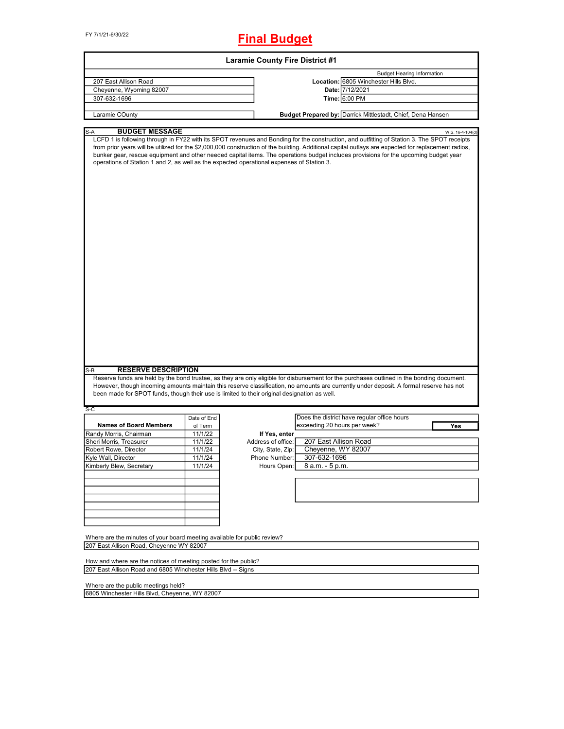FY 7/1/21-6/30/22

# Final Budget

## Laramie County Fire District #1

| | | Budget Hearing Information |
|---|---|---|
| 207 East Allison Road | **Location:** | 6805 Winchester Hills Blvd. |
| Cheyenne, Wyoming 82007 | **Date:** | 7/12/2021 |
| 307-632-1696 | **Time:** | 6:00 PM |
| Laramie COunty | **Budget Prepared by:** | Darrick Mittlestadt, Chief, Dena Hansen |

### S-A BUDGET MESSAGE

W.S. 16-4-104(d)

LCFD 1 is following through in FY22 with its SPOT revenues and Bonding for the construction, and outfitting of Station 3. The SPOT receipts from prior years will be utilized for the $2,000,000 construction of the building. Additional capital outlays are expected for replacement radios, bunker gear, rescue equipment and other needed capital items. The operations budget includes provisions for the upcoming budget year operations of Station 1 and 2, as well as the expected operational expenses of Station 3.

### S-B RESERVE DESCRIPTION

Reserve funds are held by the bond trustee, as they are only eligible for disbursement for the purchases outlined in the bonding document. However, though incoming amounts maintain this reserve classification, no amounts are currently under deposit. A formal reserve has not been made for SPOT funds, though their use is limited to their original designation as well.

S-C

| Names of Board Members | Date of End of Term |
|---|---|
| Randy Morris, Chairman | 11/1/22 |
| Sheri Morris, Treasurer | 11/1/22 |
| Robert Rowe, Director | 11/1/24 |
| Kyle Wall, Director | 11/1/24 |
| Kimberly Blew, Secretary | 11/1/24 |

Does the district have regular office hours exceeding 20 hours per week? **Yes**

**If Yes, enter**

| | |
|---|---|
| Address of office: | 207 East Allison Road |
| City, State, Zip: | Cheyenne, WY 82007 |
| Phone Number: | 307-632-1696 |
| Hours Open: | 8 a.m. - 5 p.m. |

Where are the minutes of your board meeting available for public review?

207 East Allison Road, Cheyenne WY 82007

How and where are the notices of meeting posted for the public?

207 East Allison Road and 6805 Winchester Hills Blvd -- Signs

Where are the public meetings held?

6805 Winchester Hills Blvd, Cheyenne, WY 82007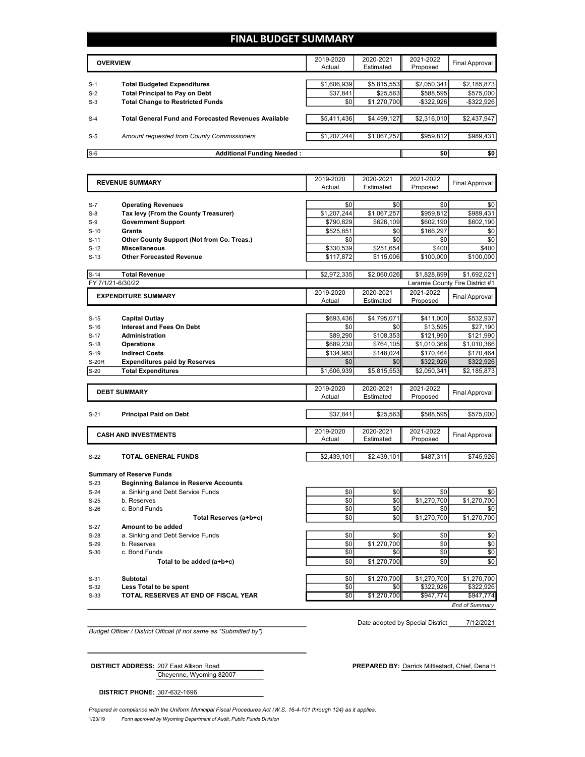# FINAL BUDGET SUMMARY

| | OVERVIEW | 2019-2020 Actual | 2020-2021 Estimated | 2021-2022 Proposed | Final Approval |
|---|---|---|---|---|---|
| S-1 | **Total Budgeted Expenditures** | $1,606,939 | $5,815,553 | $2,050,341 | $2,185,873 |
| S-2 | **Total Principal to Pay on Debt** | $37,841 | $25,563 | $588,595 | $575,000 |
| S-3 | **Total Change to Restricted Funds** | $0 | $1,270,700 | -$322,926 | -$322,926 |
| S-4 | **Total General Fund and Forecasted Revenues Available** | $5,411,436 | $4,499,127 | $2,316,010 | $2,437,947 |
| S-5 | *Amount requested from County Commissioners* | $1,207,244 | $1,067,257 | $959,812 | $989,431 |
| S-6 | **Additional Funding Needed :** | | | $0 | $0 |

| | REVENUE SUMMARY | 2019-2020 Actual | 2020-2021 Estimated | 2021-2022 Proposed | Final Approval |
|---|---|---|---|---|---|
| S-7 | **Operating Revenues** | $0 | $0 | $0 | $0 |
| S-8 | **Tax levy (From the County Treasurer)** | $1,207,244 | $1,067,257 | $959,812 | $989,431 |
| S-9 | **Government Support** | $790,829 | $626,109 | $602,190 | $602,190 |
| S-10 | **Grants** | $525,851 | $0 | $166,297 | $0 |
| S-11 | **Other County Support (Not from Co. Treas.)** | $0 | $0 | $0 | $0 |
| S-12 | **Miscellaneous** | $330,539 | $251,654 | $400 | $400 |
| S-13 | **Other Forecasted Revenue** | $117,872 | $115,006 | $100,000 | $100,000 |
| S-14 | **Total Revenue** | $2,972,335 | $2,060,026 | $1,828,699 | $1,692,021 |

FY 7/1/21-6/30/22 — Laramie County Fire District #1

| | EXPENDITURE SUMMARY | 2019-2020 Actual | 2020-2021 Estimated | 2021-2022 Proposed | Final Approval |
|---|---|---|---|---|---|
| S-15 | **Capital Outlay** | $693,436 | $4,795,071 | $411,000 | $532,937 |
| S-16 | **Interest and Fees On Debt** | $0 | $0 | $13,595 | $27,190 |
| S-17 | **Administration** | $89,290 | $108,353 | $121,990 | $121,990 |
| S-18 | **Operations** | $689,230 | $764,105 | $1,010,366 | $1,010,366 |
| S-19 | **Indirect Costs** | $134,983 | $148,024 | $170,464 | $170,464 |
| S-20R | **Expenditures paid by Reserves** | $0 | $0 | $322,926 | $322,926 |
| S-20 | **Total Expenditures** | $1,606,939 | $5,815,553 | $2,050,341 | $2,185,873 |

| | DEBT SUMMARY | 2019-2020 Actual | 2020-2021 Estimated | 2021-2022 Proposed | Final Approval |
|---|---|---|---|---|---|
| S-21 | **Principal Paid on Debt** | $37,841 | $25,563 | $588,595 | $575,000 |

| | CASH AND INVESTMENTS | 2019-2020 Actual | 2020-2021 Estimated | 2021-2022 Proposed | Final Approval |
|---|---|---|---|---|---|
| S-22 | **TOTAL GENERAL FUNDS** | $2,439,101 | $2,439,101 | $487,311 | $745,926 |
| | **Summary of Reserve Funds** | | | | |
| S-23 | **Beginning Balance in Reserve Accounts** | | | | |
| S-24 | a. Sinking and Debt Service Funds | $0 | $0 | $0 | $0 |
| S-25 | b. Reserves | $0 | $0 | $1,270,700 | $1,270,700 |
| S-26 | c. Bond Funds | $0 | $0 | $0 | $0 |
| | **Total Reserves (a+b+c)** | $0 | $0 | $1,270,700 | $1,270,700 |
| S-27 | **Amount to be added** | | | | |
| S-28 | a. Sinking and Debt Service Funds | $0 | $0 | $0 | $0 |
| S-29 | b. Reserves | $0 | $1,270,700 | $0 | $0 |
| S-30 | c. Bond Funds | $0 | $0 | $0 | $0 |
| | **Total to be added (a+b+c)** | $0 | $1,270,700 | $0 | $0 |
| S-31 | **Subtotal** | $0 | $1,270,700 | $1,270,700 | $1,270,700 |
| S-32 | **Less Total to be spent** | $0 | $0 | $322,926 | $322,926 |
| S-33 | **TOTAL RESERVES AT END OF FISCAL YEAR** | $0 | $1,270,700 | $947,774 | $947,774 |

*End of Summary*

Date adopted by Special District 7/12/2021

*Budget Officer / District Official (if not same as "Submitted by")*

**DISTRICT ADDRESS:** 207 East Allison Road
Cheyenne, Wyoming 82007

**PREPARED BY:** Darrick Mittlestadt, Chief, Dena H

**DISTRICT PHONE:** 307-632-1696

*Prepared in compliance with the Uniform Municipal Fiscal Procedures Act (W.S. 16-4-101 through 124) as it applies.*

1/23/19 *Form approved by Wyoming Department of Audit, Public Funds Division*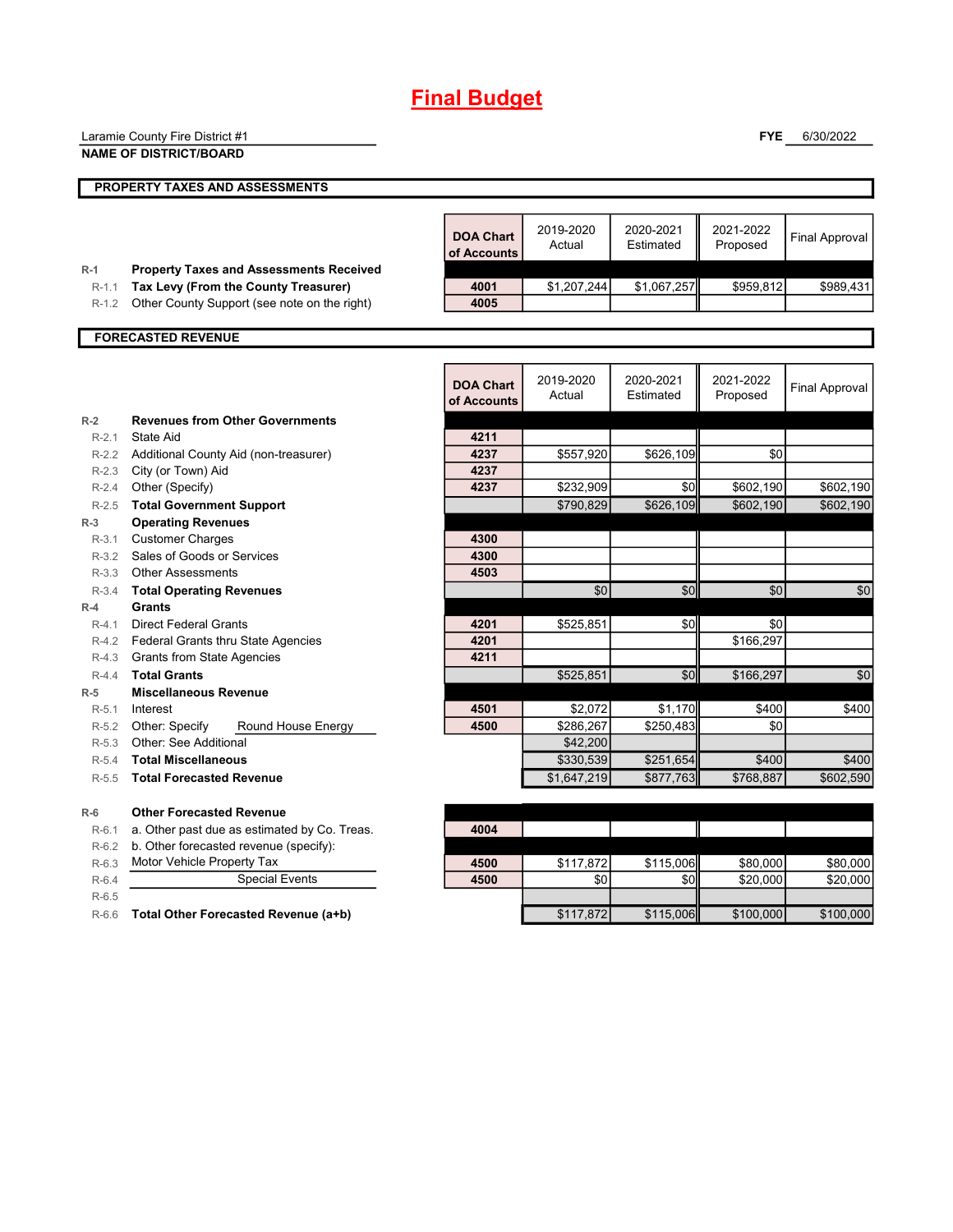# Final Budget

Laramie County Fire District #1
**NAME OF DISTRICT/BOARD**

**FYE** 6/30/2022

## PROPERTY TAXES AND ASSESSMENTS

| | | DOA Chart of Accounts | 2019-2020 Actual | 2020-2021 Estimated | 2021-2022 Proposed | Final Approval |
|---|---|---|---|---|---|---|
| R-1 | **Property Taxes and Assessments Received** | | | | | |
| R-1.1 | **Tax Levy (From the County Treasurer)** | 4001 | $1,207,244 | $1,067,257 | $959,812 | $989,431 |
| R-1.2 | Other County Support (see note on the right) | 4005 | | | | |

## FORECASTED REVENUE

| | | DOA Chart of Accounts | 2019-2020 Actual | 2020-2021 Estimated | 2021-2022 Proposed | Final Approval |
|---|---|---|---|---|---|---|
| R-2 | **Revenues from Other Governments** | | | | | |
| R-2.1 | State Aid | 4211 | | | | |
| R-2.2 | Additional County Aid (non-treasurer) | 4237 | $557,920 | $626,109 | $0 | |
| R-2.3 | City (or Town) Aid | 4237 | | | | |
| R-2.4 | Other (Specify) | 4237 | $232,909 | $0 | $602,190 | $602,190 |
| R-2.5 | **Total Government Support** | | $790,829 | $626,109 | $602,190 | $602,190 |
| R-3 | **Operating Revenues** | | | | | |
| R-3.1 | Customer Charges | 4300 | | | | |
| R-3.2 | Sales of Goods or Services | 4300 | | | | |
| R-3.3 | Other Assessments | 4503 | | | | |
| R-3.4 | **Total Operating Revenues** | | $0 | $0 | $0 | $0 |
| R-4 | **Grants** | | | | | |
| R-4.1 | Direct Federal Grants | 4201 | $525,851 | $0 | $0 | |
| R-4.2 | Federal Grants thru State Agencies | 4201 | | | $166,297 | |
| R-4.3 | Grants from State Agencies | 4211 | | | | |
| R-4.4 | **Total Grants** | | $525,851 | $0 | $166,297 | $0 |
| R-5 | **Miscellaneous Revenue** | | | | | |
| R-5.1 | Interest | 4501 | $2,072 | $1,170 | $400 | $400 |
| R-5.2 | Other: Specify Round House Energy | 4500 | $286,267 | $250,483 | $0 | |
| R-5.3 | Other: See Additional | | $42,200 | | | |
| R-5.4 | **Total Miscellaneous** | | $330,539 | $251,654 | $400 | $400 |
| R-5.5 | **Total Forecasted Revenue** | | $1,647,219 | $877,763 | $768,887 | $602,590 |
| R-6 | **Other Forecasted Revenue** | | | | | |
| R-6.1 | a. Other past due as estimated by Co. Treas. | 4004 | | | | |
| R-6.2 | b. Other forecasted revenue (specify): | | | | | |
| R-6.3 | Motor Vehicle Property Tax | 4500 | $117,872 | $115,006 | $80,000 | $80,000 |
| R-6.4 | Special Events | 4500 | $0 | $0 | $20,000 | $20,000 |
| R-6.5 | | | | | | |
| R-6.6 | **Total Other Forecasted Revenue (a+b)** | | $117,872 | $115,006 | $100,000 | $100,000 |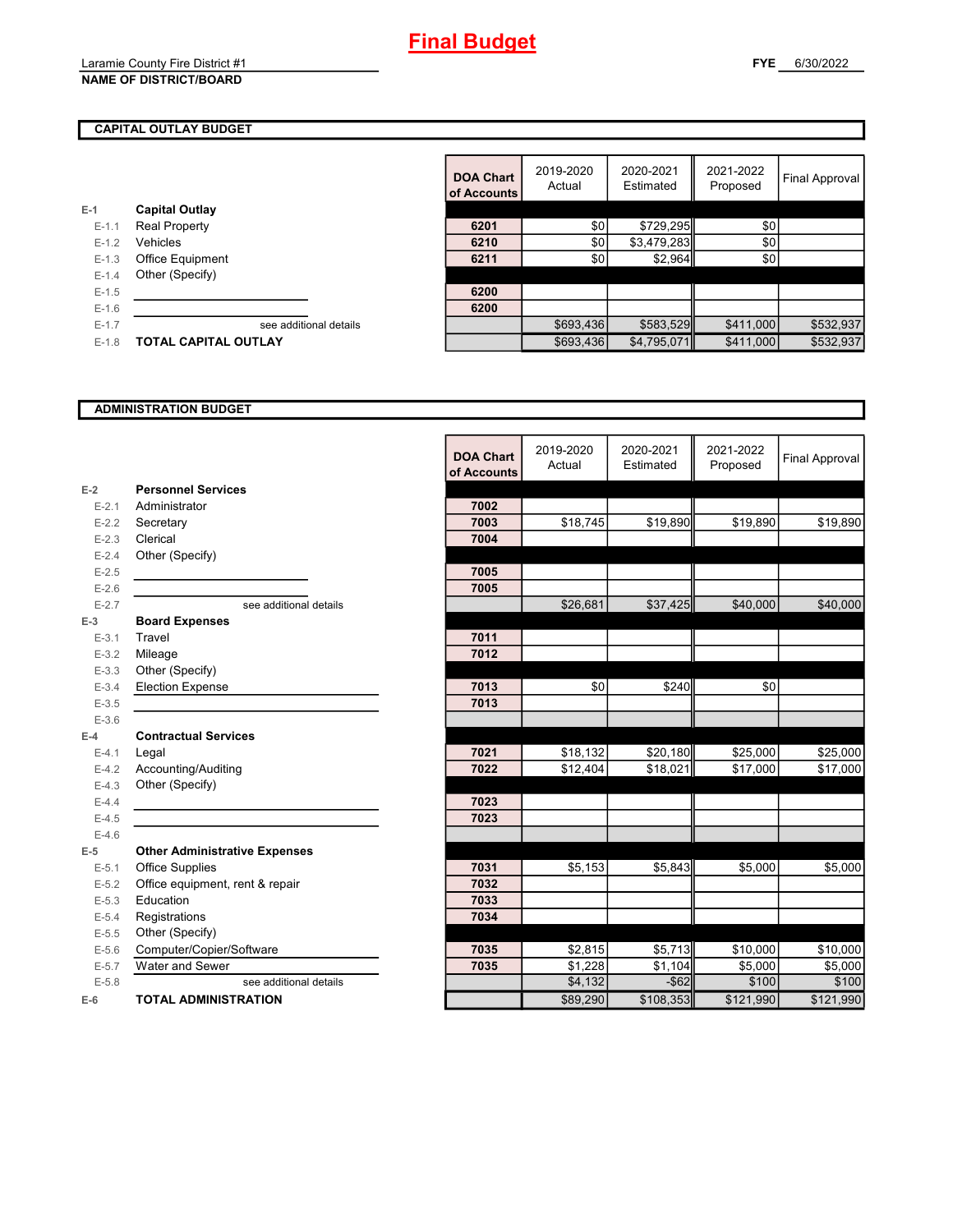# Final Budget

Laramie County Fire District #1

**NAME OF DISTRICT/BOARD**

**FYE** 6/30/2022

## CAPITAL OUTLAY BUDGET

| | | DOA Chart of Accounts | 2019-2020 Actual | 2020-2021 Estimated | 2021-2022 Proposed | Final Approval |
|---|---|---|---|---|---|---|
| E-1 | **Capital Outlay** | | | | | |
| E-1.1 | Real Property | 6201 | $0 | $729,295 | $0 | |
| E-1.2 | Vehicles | 6210 | $0 | $3,479,283 | $0 | |
| E-1.3 | Office Equipment | 6211 | $0 | $2,964 | $0 | |
| E-1.4 | Other (Specify) | | | | | |
| E-1.5 | | 6200 | | | | |
| E-1.6 | | 6200 | | | | |
| E-1.7 | see additional details | | $693,436 | $583,529 | $411,000 | $532,937 |
| E-1.8 | **TOTAL CAPITAL OUTLAY** | | $693,436 | $4,795,071 | $411,000 | $532,937 |

## ADMINISTRATION BUDGET

| | | DOA Chart of Accounts | 2019-2020 Actual | 2020-2021 Estimated | 2021-2022 Proposed | Final Approval |
|---|---|---|---|---|---|---|
| E-2 | **Personnel Services** | | | | | |
| E-2.1 | Administrator | 7002 | | | | |
| E-2.2 | Secretary | 7003 | $18,745 | $19,890 | $19,890 | $19,890 |
| E-2.3 | Clerical | 7004 | | | | |
| E-2.4 | Other (Specify) | | | | | |
| E-2.5 | | 7005 | | | | |
| E-2.6 | | 7005 | | | | |
| E-2.7 | see additional details | | $26,681 | $37,425 | $40,000 | $40,000 |
| E-3 | **Board Expenses** | | | | | |
| E-3.1 | Travel | 7011 | | | | |
| E-3.2 | Mileage | 7012 | | | | |
| E-3.3 | Other (Specify) | | | | | |
| E-3.4 | Election Expense | 7013 | $0 | $240 | $0 | |
| E-3.5 | | 7013 | | | | |
| E-3.6 | | | | | | |
| E-4 | **Contractual Services** | | | | | |
| E-4.1 | Legal | 7021 | $18,132 | $20,180 | $25,000 | $25,000 |
| E-4.2 | Accounting/Auditing | 7022 | $12,404 | $18,021 | $17,000 | $17,000 |
| E-4.3 | Other (Specify) | | | | | |
| E-4.4 | | 7023 | | | | |
| E-4.5 | | 7023 | | | | |
| E-4.6 | | | | | | |
| E-5 | **Other Administrative Expenses** | | | | | |
| E-5.1 | Office Supplies | 7031 | $5,153 | $5,843 | $5,000 | $5,000 |
| E-5.2 | Office equipment, rent & repair | 7032 | | | | |
| E-5.3 | Education | 7033 | | | | |
| E-5.4 | Registrations | 7034 | | | | |
| E-5.5 | Other (Specify) | | | | | |
| E-5.6 | Computer/Copier/Software | 7035 | $2,815 | $5,713 | $10,000 | $10,000 |
| E-5.7 | Water and Sewer | 7035 | $1,228 | $1,104 | $5,000 | $5,000 |
| E-5.8 | see additional details | | $4,132 | -$62 | $100 | $100 |
| E-6 | **TOTAL ADMINISTRATION** | | $89,290 | $108,353 | $121,990 | $121,990 |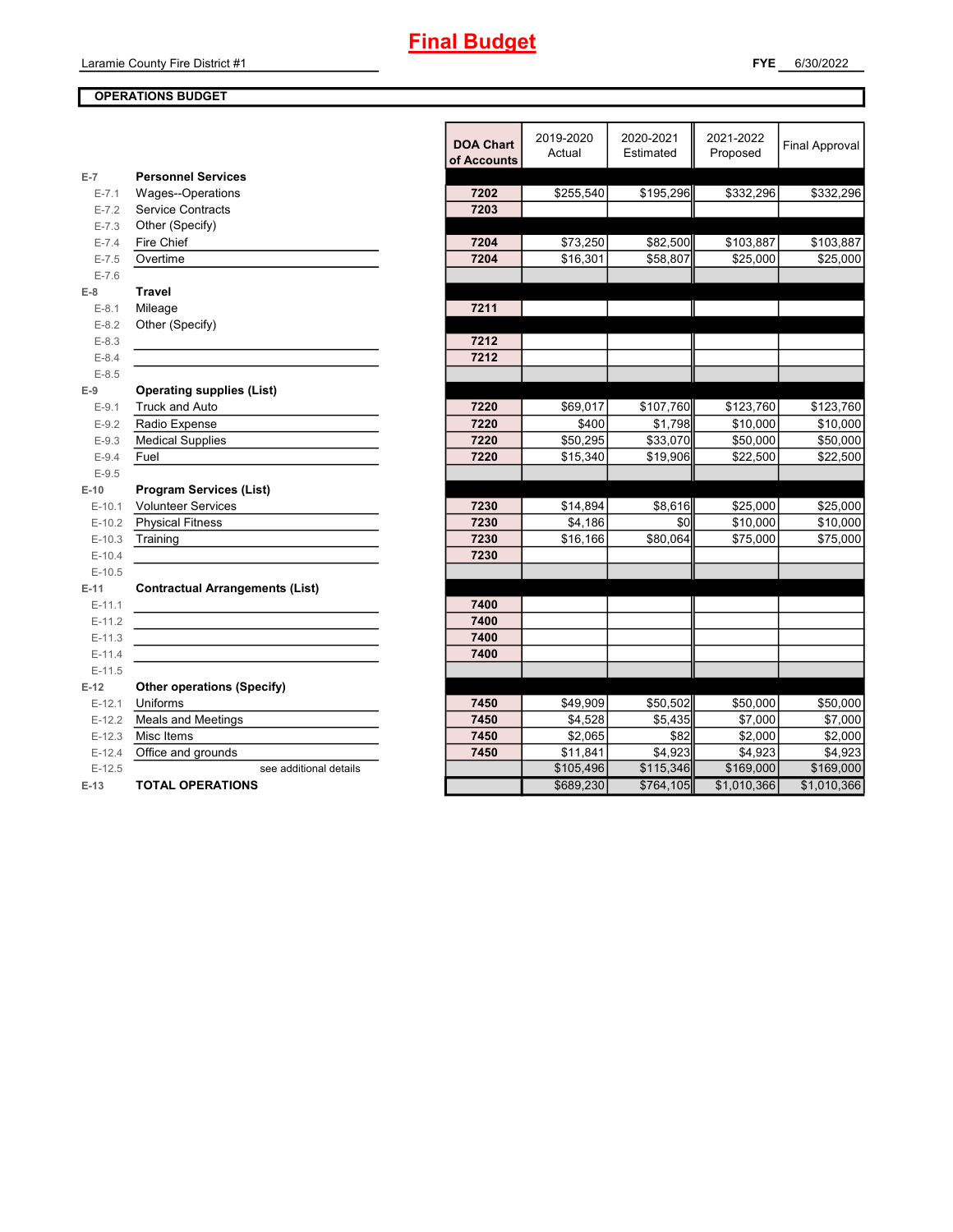# Final Budget

Laramie County Fire District #1

**FYE** 6/30/2022

**OPERATIONS BUDGET**

| | | DOA Chart of Accounts | 2019-2020 Actual | 2020-2021 Estimated | 2021-2022 Proposed | Final Approval |
|---|---|---|---|---|---|---|
| E-7 | **Personnel Services** | | | | | |
| E-7.1 | Wages--Operations | 7202 | $255,540 | $195,296 | $332,296 | $332,296 |
| E-7.2 | Service Contracts | 7203 | | | | |
| E-7.3 | Other (Specify) | | | | | |
| E-7.4 | Fire Chief | 7204 | $73,250 | $82,500 | $103,887 | $103,887 |
| E-7.5 | Overtime | 7204 | $16,301 | $58,807 | $25,000 | $25,000 |
| E-7.6 | | | | | | |
| E-8 | **Travel** | | | | | |
| E-8.1 | Mileage | 7211 | | | | |
| E-8.2 | Other (Specify) | | | | | |
| E-8.3 | | 7212 | | | | |
| E-8.4 | | 7212 | | | | |
| E-8.5 | | | | | | |
| E-9 | **Operating supplies (List)** | | | | | |
| E-9.1 | Truck and Auto | 7220 | $69,017 | $107,760 | $123,760 | $123,760 |
| E-9.2 | Radio Expense | 7220 | $400 | $1,798 | $10,000 | $10,000 |
| E-9.3 | Medical Supplies | 7220 | $50,295 | $33,070 | $50,000 | $50,000 |
| E-9.4 | Fuel | 7220 | $15,340 | $19,906 | $22,500 | $22,500 |
| E-9.5 | | | | | | |
| E-10 | **Program Services (List)** | | | | | |
| E-10.1 | Volunteer Services | 7230 | $14,894 | $8,616 | $25,000 | $25,000 |
| E-10.2 | Physical Fitness | 7230 | $4,186 | $0 | $10,000 | $10,000 |
| E-10.3 | Training | 7230 | $16,166 | $80,064 | $75,000 | $75,000 |
| E-10.4 | | 7230 | | | | |
| E-10.5 | | | | | | |
| E-11 | **Contractual Arrangements (List)** | | | | | |
| E-11.1 | | 7400 | | | | |
| E-11.2 | | 7400 | | | | |
| E-11.3 | | 7400 | | | | |
| E-11.4 | | 7400 | | | | |
| E-11.5 | | | | | | |
| E-12 | **Other operations (Specify)** | | | | | |
| E-12.1 | Uniforms | 7450 | $49,909 | $50,502 | $50,000 | $50,000 |
| E-12.2 | Meals and Meetings | 7450 | $4,528 | $5,435 | $7,000 | $7,000 |
| E-12.3 | Misc Items | 7450 | $2,065 | $82 | $2,000 | $2,000 |
| E-12.4 | Office and grounds | 7450 | $11,841 | $4,923 | $4,923 | $4,923 |
| E-12.5 | see additional details | | $105,496 | $115,346 | $169,000 | $169,000 |
| E-13 | **TOTAL OPERATIONS** | | $689,230 | $764,105 | $1,010,366 | $1,010,366 |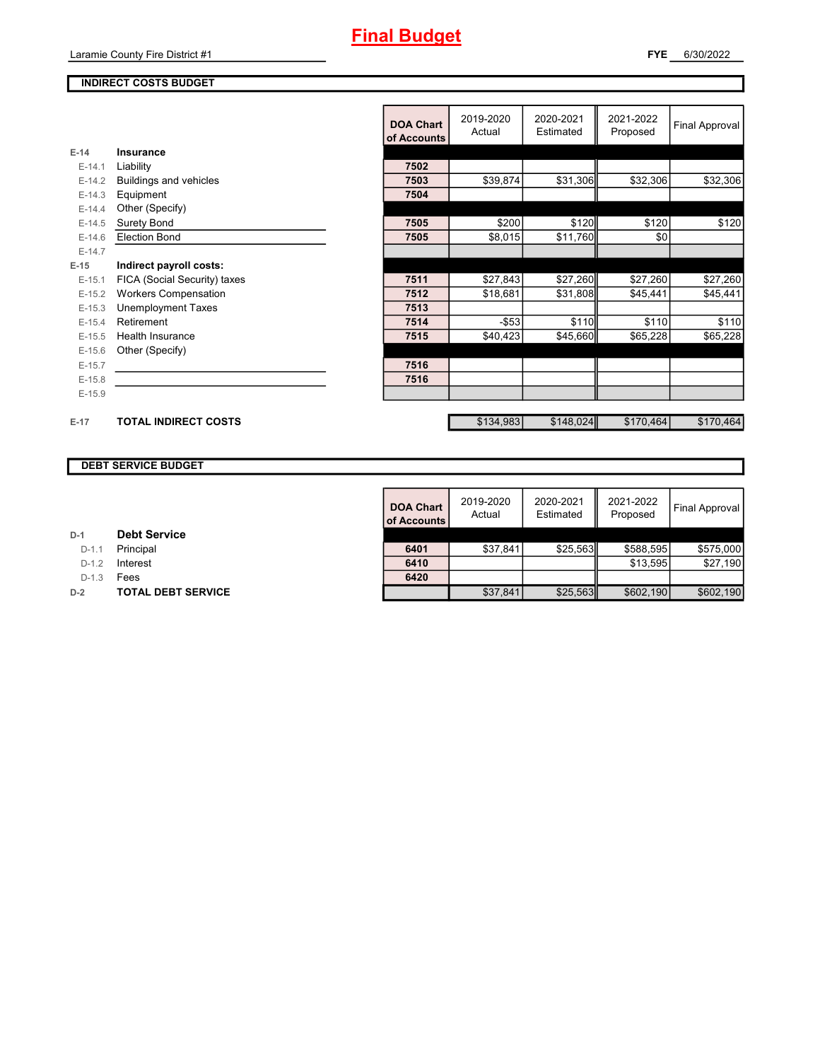# Final Budget

Laramie County Fire District #1

**FYE** 6/30/2022

## INDIRECT COSTS BUDGET

| | | DOA Chart of Accounts | 2019-2020 Actual | 2020-2021 Estimated | 2021-2022 Proposed | Final Approval |
|---|---|---|---|---|---|---|
| E-14 | **Insurance** | | | | | |
| E-14.1 | Liability | 7502 | | | | |
| E-14.2 | Buildings and vehicles | 7503 | $39,874 | $31,306 | $32,306 | $32,306 |
| E-14.3 | Equipment | 7504 | | | | |
| E-14.4 | Other (Specify) | | | | | |
| E-14.5 | Surety Bond | 7505 | $200 | $120 | $120 | $120 |
| E-14.6 | Election Bond | 7505 | $8,015 | $11,760 | $0 | |
| E-14.7 | | | | | | |
| E-15 | **Indirect payroll costs:** | | | | | |
| E-15.1 | FICA (Social Security) taxes | 7511 | $27,843 | $27,260 | $27,260 | $27,260 |
| E-15.2 | Workers Compensation | 7512 | $18,681 | $31,808 | $45,441 | $45,441 |
| E-15.3 | Unemployment Taxes | 7513 | | | | |
| E-15.4 | Retirement | 7514 | -$53 | $110 | $110 | $110 |
| E-15.5 | Health Insurance | 7515 | $40,423 | $45,660 | $65,228 | $65,228 |
| E-15.6 | Other (Specify) | | | | | |
| E-15.7 | | 7516 | | | | |
| E-15.8 | | 7516 | | | | |
| E-15.9 | | | | | | |
| E-17 | **TOTAL INDIRECT COSTS** | | $134,983 | $148,024 | $170,464 | $170,464 |

## DEBT SERVICE BUDGET

| | | DOA Chart of Accounts | 2019-2020 Actual | 2020-2021 Estimated | 2021-2022 Proposed | Final Approval |
|---|---|---|---|---|---|---|
| D-1 | **Debt Service** | | | | | |
| D-1.1 | Principal | 6401 | $37,841 | $25,563 | $588,595 | $575,000 |
| D-1.2 | Interest | 6410 | | | $13,595 | $27,190 |
| D-1.3 | Fees | 6420 | | | | |
| D-2 | **TOTAL DEBT SERVICE** | | $37,841 | $25,563 | $602,190 | $602,190 |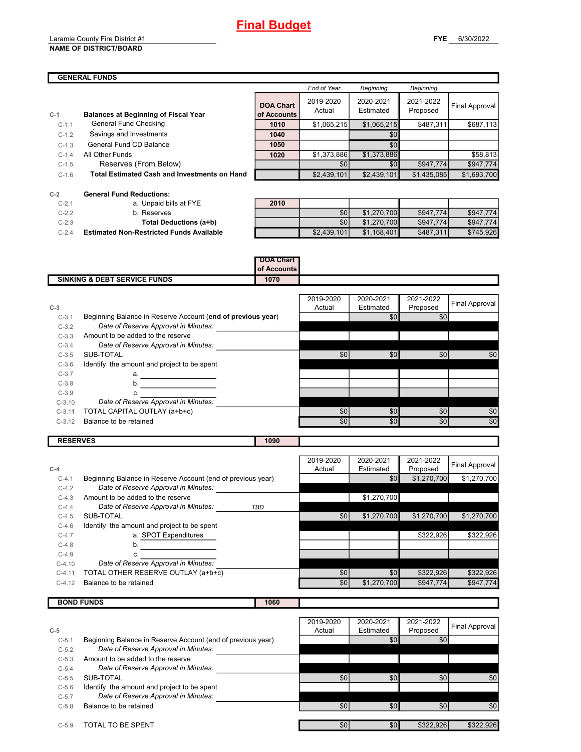# Final Budget

Laramie County Fire District #1
**NAME OF DISTRICT/BOARD**

**FYE** 6/30/2022

## GENERAL FUNDS

| | | DOA Chart of Accounts | *End of Year* 2019-2020 Actual | *Beginning* 2020-2021 Estimated | *Beginning* 2021-2022 Proposed | Final Approval |
|---|---|---|---|---|---|---|
| C-1 | **Balances at Beginning of Fiscal Year** | | | | | |
| C-1.1 | General Fund Checking | **1010** | $1,065,215 | $1,065,215 | $487,311 | $687,113 |
| C-1.2 | Savings and Investments | **1040** | | $0 | | |
| C-1.3 | General Fund CD Balance | **1050** | | $0 | | |
| C-1.4 | All Other Funds | **1020** | $1,373,886 | $1,373,886 | | $58,813 |
| C-1.5 | Reserves (From Below) | | $0 | $0 | $947,774 | $947,774 |
| C-1.6 | **Total Estimated Cash and Investments on Hand** | | $2,439,101 | $2,439,101 | $1,435,085 | $1,693,700 |
| C-2 | **General Fund Reductions:** | | | | | |
| C-2.1 | a. Unpaid bills at FYE | **2010** | | | | |
| C-2.2 | b. Reserves | | $0 | $1,270,700 | $947,774 | $947,774 |
| C-2.3 | **Total Deductions (a+b)** | | $0 | $1,270,700 | $947,774 | $947,774 |
| C-2.4 | **Estimated Non-Restricted Funds Available** | | $2,439,101 | $1,168,401 | $487,311 | $745,926 |

## SINKING & DEBT SERVICE FUNDS — DOA Chart of Accounts 1070

| C-3 | | 2019-2020 Actual | 2020-2021 Estimated | 2021-2022 Proposed | Final Approval |
|---|---|---|---|---|---|
| C-3.1 | Beginning Balance in Reserve Account (**end of previous year**) | | $0 | $0 | |
| C-3.2 | *Date of Reserve Approval in Minutes:* | | | | |
| C-3.3 | Amount to be added to the reserve | | | | |
| C-3.4 | *Date of Reserve Approval in Minutes:* | | | | |
| C-3.5 | SUB-TOTAL | $0 | $0 | $0 | $0 |
| C-3.6 | Identify the amount and project to be spent | | | | |
| C-3.7 | a. | | | | |
| C-3.8 | b. | | | | |
| C-3.9 | c. | | | | |
| C-3.10 | *Date of Reserve Approval in Minutes:* | | | | |
| C-3.11 | TOTAL CAPITAL OUTLAY (a+b+c) | $0 | $0 | $0 | $0 |
| C-3.12 | Balance to be retained | $0 | $0 | $0 | $0 |

## RESERVES — 1090

| C-4 | | 2019-2020 Actual | 2020-2021 Estimated | 2021-2022 Proposed | Final Approval |
|---|---|---|---|---|---|
| C-4.1 | Beginning Balance in Reserve Account (end of previous year) | | $0 | $1,270,700 | $1,270,700 |
| C-4.2 | *Date of Reserve Approval in Minutes:* | | | | |
| C-4.3 | Amount to be added to the reserve | | $1,270,700 | | |
| C-4.4 | *Date of Reserve Approval in Minutes:* *TBD* | | | | |
| C-4.5 | SUB-TOTAL | $0 | $1,270,700 | $1,270,700 | $1,270,700 |
| C-4.6 | Identify the amount and project to be spent | | | | |
| C-4.7 | a. SPOT Expenditures | | | $322,926 | $322,926 |
| C-4.8 | b. | | | | |
| C-4.9 | c. | | | | |
| C-4.10 | *Date of Reserve Approval in Minutes:* | | | | |
| C-4.11 | TOTAL OTHER RESERVE OUTLAY (a+b+c) | $0 | $0 | $322,926 | $322,926 |
| C-4.12 | Balance to be retained | $0 | $1,270,700 | $947,774 | $947,774 |

## BOND FUNDS — 1060

| C-5 | | 2019-2020 Actual | 2020-2021 Estimated | 2021-2022 Proposed | Final Approval |
|---|---|---|---|---|---|
| C-5.1 | Beginning Balance in Reserve Account (end of previous year) | | $0 | $0 | |
| C-5.2 | *Date of Reserve Approval in Minutes:* | | | | |
| C-5.3 | Amount to be added to the reserve | | | | |
| C-5.4 | *Date of Reserve Approval in Minutes:* | | | | |
| C-5.5 | SUB-TOTAL | $0 | $0 | $0 | $0 |
| C-5.6 | Identify the amount and project to be spent | | | | |
| C-5.7 | *Date of Reserve Approval in Minutes:* | | | | |
| C-5.8 | Balance to be retained | $0 | $0 | $0 | $0 |
| C-5.9 | TOTAL TO BE SPENT | $0 | $0 | $322,926 | $322,926 |